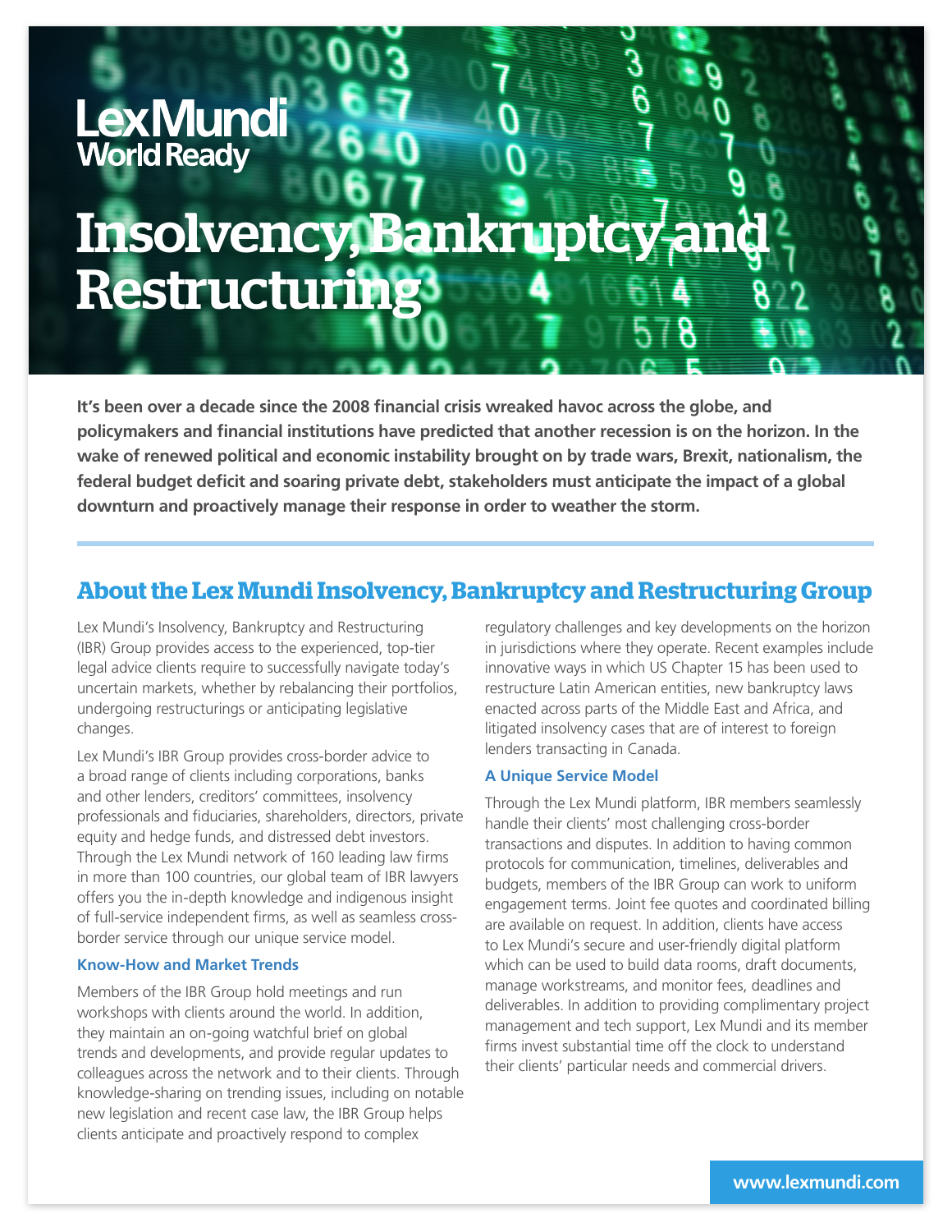Lex Mundi
World Ready

# Insolvency, Bankruptcy and Restructuring

**It's been over a decade since the 2008 financial crisis wreaked havoc across the globe, and policymakers and financial institutions have predicted that another recession is on the horizon. In the wake of renewed political and economic instability brought on by trade wars, Brexit, nationalism, the federal budget deficit and soaring private debt, stakeholders must anticipate the impact of a global downturn and proactively manage their response in order to weather the storm.**

## About the Lex Mundi Insolvency, Bankruptcy and Restructuring Group

Lex Mundi's Insolvency, Bankruptcy and Restructuring (IBR) Group provides access to the experienced, top-tier legal advice clients require to successfully navigate today's uncertain markets, whether by rebalancing their portfolios, undergoing restructurings or anticipating legislative changes.

Lex Mundi's IBR Group provides cross-border advice to a broad range of clients including corporations, banks and other lenders, creditors' committees, insolvency professionals and fiduciaries, shareholders, directors, private equity and hedge funds, and distressed debt investors. Through the Lex Mundi network of 160 leading law firms in more than 100 countries, our global team of IBR lawyers offers you the in-depth knowledge and indigenous insight of full-service independent firms, as well as seamless cross-border service through our unique service model.

### Know-How and Market Trends

Members of the IBR Group hold meetings and run workshops with clients around the world. In addition, they maintain an on-going watchful brief on global trends and developments, and provide regular updates to colleagues across the network and to their clients. Through knowledge-sharing on trending issues, including on notable new legislation and recent case law, the IBR Group helps clients anticipate and proactively respond to complex regulatory challenges and key developments on the horizon in jurisdictions where they operate. Recent examples include innovative ways in which US Chapter 15 has been used to restructure Latin American entities, new bankruptcy laws enacted across parts of the Middle East and Africa, and litigated insolvency cases that are of interest to foreign lenders transacting in Canada.

### A Unique Service Model

Through the Lex Mundi platform, IBR members seamlessly handle their clients' most challenging cross-border transactions and disputes. In addition to having common protocols for communication, timelines, deliverables and budgets, members of the IBR Group can work to uniform engagement terms. Joint fee quotes and coordinated billing are available on request. In addition, clients have access to Lex Mundi's secure and user-friendly digital platform which can be used to build data rooms, draft documents, manage workstreams, and monitor fees, deadlines and deliverables. In addition to providing complimentary project management and tech support, Lex Mundi and its member firms invest substantial time off the clock to understand their clients' particular needs and commercial drivers.

www.lexmundi.com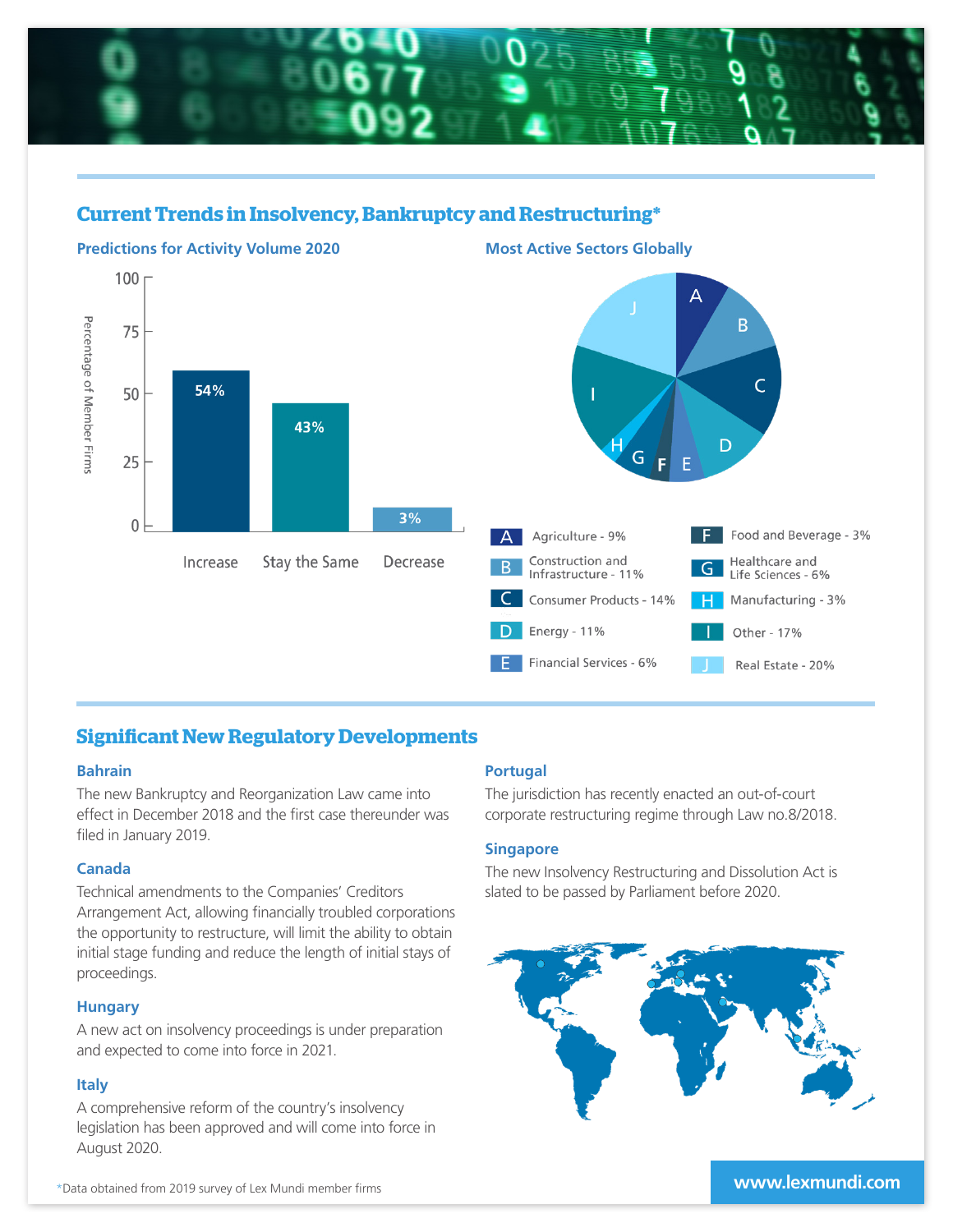## Current Trends in Insolvency, Bankruptcy and Restructuring*

### Predictions for Activity Volume 2020

| | Percentage of Member Firms |
|---|---|
| Increase | 54% |
| Stay the Same | 43% |
| Decrease | 3% |

### Most Active Sectors Globally

| | Sector | Share |
|---|---|---|
| A | Agriculture | 9% |
| B | Construction and Infrastructure | 11% |
| C | Consumer Products | 14% |
| D | Energy | 11% |
| E | Financial Services | 6% |
| F | Food and Beverage | 3% |
| G | Healthcare and Life Sciences | 6% |
| H | Manufacturing | 3% |
| I | Other | 17% |
| J | Real Estate | 20% |

## Significant New Regulatory Developments

### Bahrain

The new Bankruptcy and Reorganization Law came into effect in December 2018 and the first case thereunder was filed in January 2019.

### Canada

Technical amendments to the Companies' Creditors Arrangement Act, allowing financially troubled corporations the opportunity to restructure, will limit the ability to obtain initial stage funding and reduce the length of initial stays of proceedings.

### Hungary

A new act on insolvency proceedings is under preparation and expected to come into force in 2021.

### Italy

A comprehensive reform of the country's insolvency legislation has been approved and will come into force in August 2020.

### Portugal

The jurisdiction has recently enacted an out-of-court corporate restructuring regime through Law no.8/2018.

### Singapore

The new Insolvency Restructuring and Dissolution Act is slated to be passed by Parliament before 2020.

*Data obtained from 2019 survey of Lex Mundi member firms

www.lexmundi.com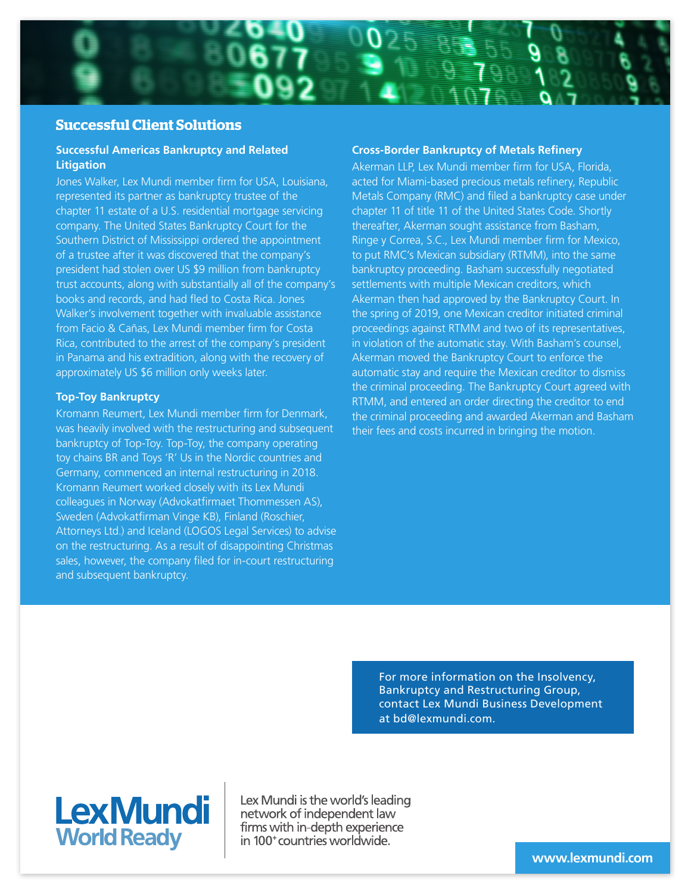## Successful Client Solutions

### Successful Americas Bankruptcy and Related Litigation

Jones Walker, Lex Mundi member firm for USA, Louisiana, represented its partner as bankruptcy trustee of the chapter 11 estate of a U.S. residential mortgage servicing company. The United States Bankruptcy Court for the Southern District of Mississippi ordered the appointment of a trustee after it was discovered that the company's president had stolen over US $9 million from bankruptcy trust accounts, along with substantially all of the company's books and records, and had fled to Costa Rica. Jones Walker's involvement together with invaluable assistance from Facio & Cañas, Lex Mundi member firm for Costa Rica, contributed to the arrest of the company's president in Panama and his extradition, along with the recovery of approximately US $6 million only weeks later.

### Top-Toy Bankruptcy

Kromann Reumert, Lex Mundi member firm for Denmark, was heavily involved with the restructuring and subsequent bankruptcy of Top-Toy. Top-Toy, the company operating toy chains BR and Toys 'R' Us in the Nordic countries and Germany, commenced an internal restructuring in 2018. Kromann Reumert worked closely with its Lex Mundi colleagues in Norway (Advokatfirmaet Thommessen AS), Sweden (Advokatfirman Vinge KB), Finland (Roschier, Attorneys Ltd.) and Iceland (LOGOS Legal Services) to advise on the restructuring. As a result of disappointing Christmas sales, however, the company filed for in-court restructuring and subsequent bankruptcy.

### Cross-Border Bankruptcy of Metals Refinery

Akerman LLP, Lex Mundi member firm for USA, Florida, acted for Miami-based precious metals refinery, Republic Metals Company (RMC) and filed a bankruptcy case under chapter 11 of title 11 of the United States Code. Shortly thereafter, Akerman sought assistance from Basham, Ringe y Correa, S.C., Lex Mundi member firm for Mexico, to put RMC's Mexican subsidiary (RTMM), into the same bankruptcy proceeding. Basham successfully negotiated settlements with multiple Mexican creditors, which Akerman then had approved by the Bankruptcy Court. In the spring of 2019, one Mexican creditor initiated criminal proceedings against RTMM and two of its representatives, in violation of the automatic stay. With Basham's counsel, Akerman moved the Bankruptcy Court to enforce the automatic stay and require the Mexican creditor to dismiss the criminal proceeding. The Bankruptcy Court agreed with RTMM, and entered an order directing the creditor to end the criminal proceeding and awarded Akerman and Basham their fees and costs incurred in bringing the motion.

For more information on the Insolvency, Bankruptcy and Restructuring Group, contact Lex Mundi Business Development at bd@lexmundi.com.

**LexMundi**
**World Ready**

Lex Mundi is the world's leading network of independent law firms with in-depth experience in 100+ countries worldwide.

www.lexmundi.com